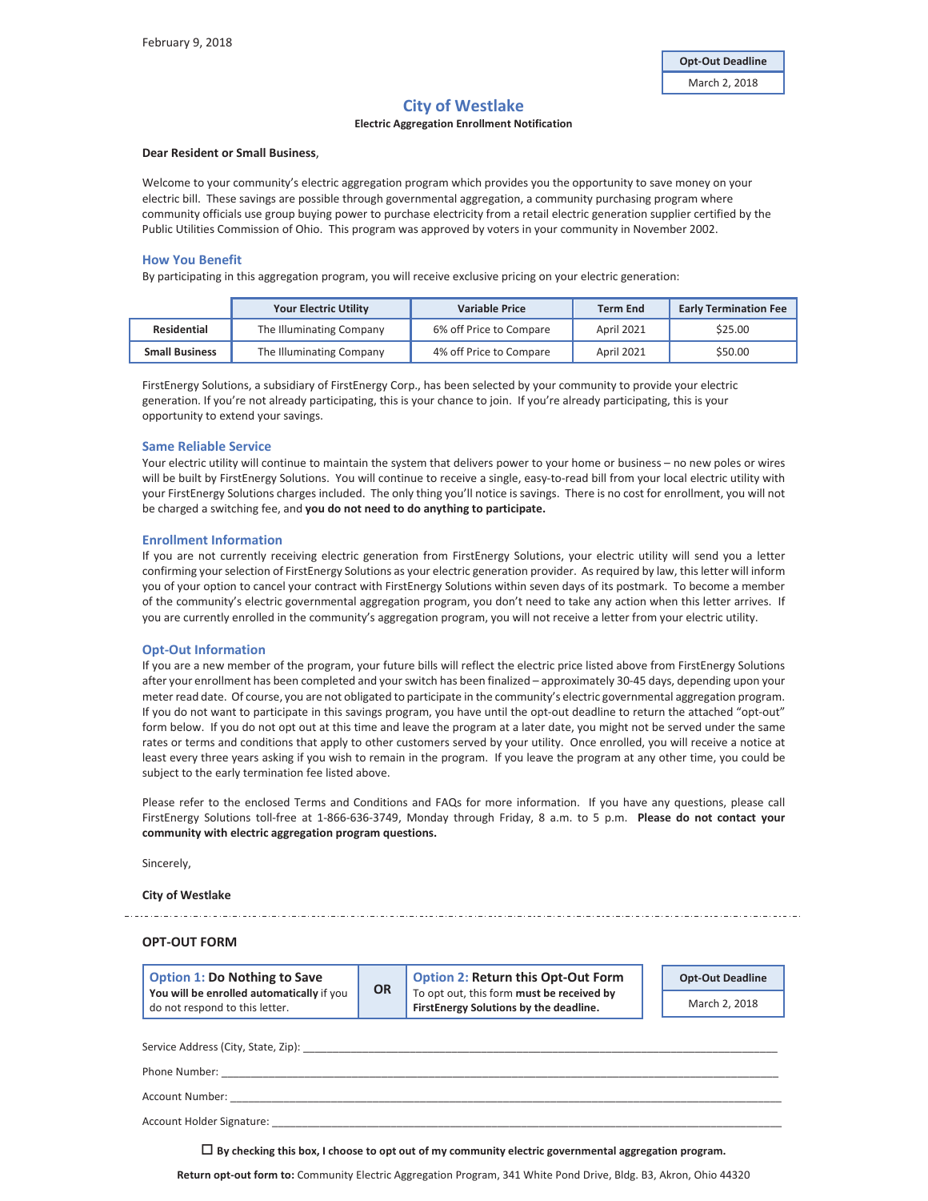February 9, 2018

| Opt-Out Deadline |
| --- |
| March 2, 2018 |

# City of Westlake

**Electric Aggregation Enrollment Notification**

**Dear Resident or Small Business**,

Welcome to your community's electric aggregation program which provides you the opportunity to save money on your electric bill. These savings are possible through governmental aggregation, a community purchasing program where community officials use group buying power to purchase electricity from a retail electric generation supplier certified by the Public Utilities Commission of Ohio. This program was approved by voters in your community in November 2002.

## How You Benefit

By participating in this aggregation program, you will receive exclusive pricing on your electric generation:

| | Your Electric Utility | Variable Price | Term End | Early Termination Fee |
| --- | --- | --- | --- | --- |
| **Residential** | The Illuminating Company | 6% off Price to Compare | April 2021 | $25.00 |
| **Small Business** | The Illuminating Company | 4% off Price to Compare | April 2021 | $50.00 |

FirstEnergy Solutions, a subsidiary of FirstEnergy Corp., has been selected by your community to provide your electric generation. If you're not already participating, this is your chance to join. If you're already participating, this is your opportunity to extend your savings.

## Same Reliable Service

Your electric utility will continue to maintain the system that delivers power to your home or business – no new poles or wires will be built by FirstEnergy Solutions. You will continue to receive a single, easy-to-read bill from your local electric utility with your FirstEnergy Solutions charges included. The only thing you'll notice is savings. There is no cost for enrollment, you will not be charged a switching fee, and **you do not need to do anything to participate.**

## Enrollment Information

If you are not currently receiving electric generation from FirstEnergy Solutions, your electric utility will send you a letter confirming your selection of FirstEnergy Solutions as your electric generation provider. As required by law, this letter will inform you of your option to cancel your contract with FirstEnergy Solutions within seven days of its postmark. To become a member of the community's electric governmental aggregation program, you don't need to take any action when this letter arrives. If you are currently enrolled in the community's aggregation program, you will not receive a letter from your electric utility.

## Opt-Out Information

If you are a new member of the program, your future bills will reflect the electric price listed above from FirstEnergy Solutions after your enrollment has been completed and your switch has been finalized – approximately 30-45 days, depending upon your meter read date. Of course, you are not obligated to participate in the community's electric governmental aggregation program. If you do not want to participate in this savings program, you have until the opt-out deadline to return the attached "opt-out" form below. If you do not opt out at this time and leave the program at a later date, you might not be served under the same rates or terms and conditions that apply to other customers served by your utility. Once enrolled, you will receive a notice at least every three years asking if you wish to remain in the program. If you leave the program at any other time, you could be subject to the early termination fee listed above.

Please refer to the enclosed Terms and Conditions and FAQs for more information. If you have any questions, please call FirstEnergy Solutions toll-free at 1-866-636-3749, Monday through Friday, 8 a.m. to 5 p.m. **Please do not contact your community with electric aggregation program questions.**

Sincerely,

**City of Westlake**

---

## OPT-OUT FORM

| **Option 1: Do Nothing to Save** **You will be enrolled automatically** if you do not respond to this letter. | **OR** | **Option 2: Return this Opt-Out Form** To opt out, this form **must be received by FirstEnergy Solutions by the deadline.** |
| --- | --- | --- |

| Opt-Out Deadline |
| --- |
| March 2, 2018 |

Service Address (City, State, Zip): ______________________________

Phone Number: ______________________________

Account Number: ______________________________

Account Holder Signature: ______________________________

☐ **By checking this box, I choose to opt out of my community electric governmental aggregation program.**

**Return opt-out form to:** Community Electric Aggregation Program, 341 White Pond Drive, Bldg. B3, Akron, Ohio 44320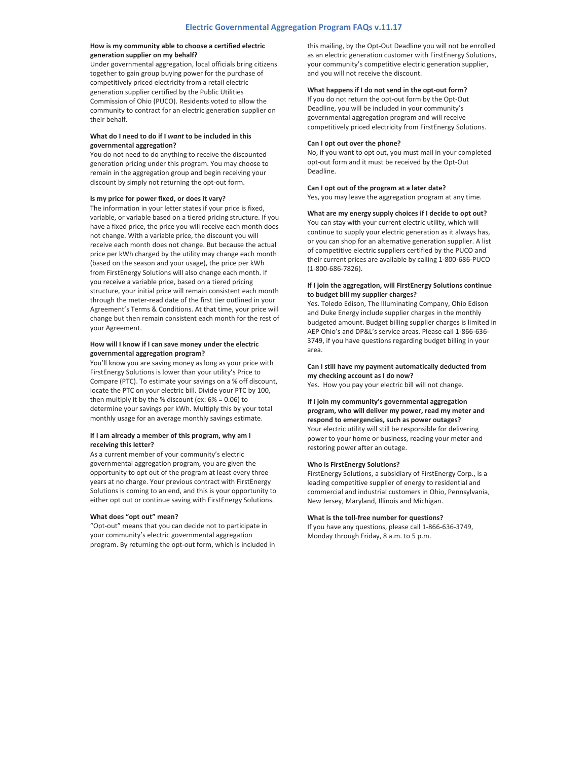# Electric Governmental Aggregation Program FAQs v.11.17

**How is my community able to choose a certified electric generation supplier on my behalf?**
Under governmental aggregation, local officials bring citizens together to gain group buying power for the purchase of competitively priced electricity from a retail electric generation supplier certified by the Public Utilities Commission of Ohio (PUCO). Residents voted to allow the community to contract for an electric generation supplier on their behalf.

**What do I need to do if I *want* to be included in this governmental aggregation?**
You do not need to do anything to receive the discounted generation pricing under this program. You may choose to remain in the aggregation group and begin receiving your discount by simply not returning the opt-out form.

**Is my price for power fixed, or does it vary?**
The information in your letter states if your price is fixed, variable, or variable based on a tiered pricing structure. If you have a fixed price, the price you will receive each month does not change. With a variable price, the discount you will receive each month does not change. But because the actual price per kWh charged by the utility may change each month (based on the season and your usage), the price per kWh from FirstEnergy Solutions will also change each month. If you receive a variable price, based on a tiered pricing structure, your initial price will remain consistent each month through the meter-read date of the first tier outlined in your Agreement's Terms & Conditions. At that time, your price will change but then remain consistent each month for the rest of your Agreement.

**How will I know if I can save money under the electric governmental aggregation program?**
You'll know you are saving money as long as your price with FirstEnergy Solutions is lower than your utility's Price to Compare (PTC). To estimate your savings on a % off discount, locate the PTC on your electric bill. Divide your PTC by 100, then multiply it by the % discount (ex: 6% = 0.06) to determine your savings per kWh. Multiply this by your total monthly usage for an average monthly savings estimate.

**If I am already a member of this program, why am I receiving this letter?**
As a current member of your community's electric governmental aggregation program, you are given the opportunity to opt out of the program at least every three years at no charge. Your previous contract with FirstEnergy Solutions is coming to an end, and this is your opportunity to either opt out or continue saving with FirstEnergy Solutions.

**What does "opt out" mean?**
"Opt-out" means that you can decide not to participate in your community's electric governmental aggregation program. By returning the opt-out form, which is included in this mailing, by the Opt-Out Deadline you will not be enrolled as an electric generation customer with FirstEnergy Solutions, your community's competitive electric generation supplier, and you will not receive the discount.

**What happens if I do not send in the opt-out form?**
If you do not return the opt-out form by the Opt-Out Deadline, you will be included in your community's governmental aggregation program and will receive competitively priced electricity from FirstEnergy Solutions.

**Can I opt out over the phone?**
No, if you want to opt out, you must mail in your completed opt-out form and it must be received by the Opt-Out Deadline.

**Can I opt out of the program at a later date?**
Yes, you may leave the aggregation program at any time.

**What are my energy supply choices if I decide to opt out?**
You can stay with your current electric utility, which will continue to supply your electric generation as it always has, or you can shop for an alternative generation supplier. A list of competitive electric suppliers certified by the PUCO and their current prices are available by calling 1-800-686-PUCO (1-800-686-7826).

**If I join the aggregation, will FirstEnergy Solutions continue to budget bill my supplier charges?**
Yes. Toledo Edison, The Illuminating Company, Ohio Edison and Duke Energy include supplier charges in the monthly budgeted amount. Budget billing supplier charges is limited in AEP Ohio's and DP&L's service areas. Please call 1-866-636-3749, if you have questions regarding budget billing in your area.

**Can I still have my payment automatically deducted from my checking account as I do now?**
Yes. How you pay your electric bill will not change.

**If I join my community's governmental aggregation program, who will deliver my power, read my meter and respond to emergencies, such as power outages?**
Your electric utility will still be responsible for delivering power to your home or business, reading your meter and restoring power after an outage.

**Who is FirstEnergy Solutions?**
FirstEnergy Solutions, a subsidiary of FirstEnergy Corp., is a leading competitive supplier of energy to residential and commercial and industrial customers in Ohio, Pennsylvania, New Jersey, Maryland, Illinois and Michigan.

**What is the toll-free number for questions?**
If you have any questions, please call 1-866-636-3749, Monday through Friday, 8 a.m. to 5 p.m.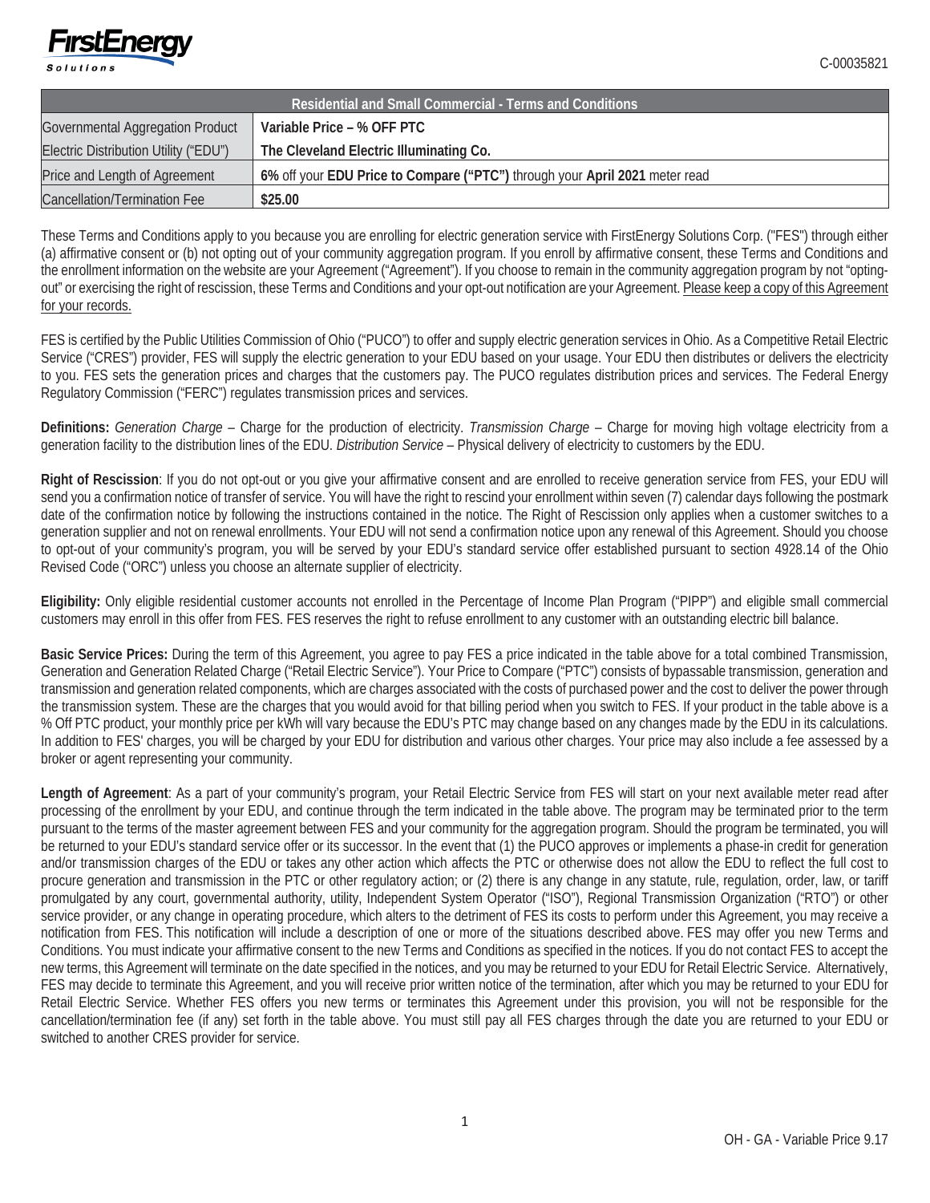C-00035821

| Residential and Small Commercial - Terms and Conditions | |
|---|---|
| Governmental Aggregation Product | **Variable Price – % OFF PTC** |
| Electric Distribution Utility ("EDU") | **The Cleveland Electric Illuminating Co.** |
| Price and Length of Agreement | **6%** off your **EDU Price to Compare ("PTC")** through your **April 2021** meter read |
| Cancellation/Termination Fee | **$25.00** |

These Terms and Conditions apply to you because you are enrolling for electric generation service with FirstEnergy Solutions Corp. ("FES") through either (a) affirmative consent or (b) not opting out of your community aggregation program. If you enroll by affirmative consent, these Terms and Conditions and the enrollment information on the website are your Agreement ("Agreement"). If you choose to remain in the community aggregation program by not "opting-out" or exercising the right of rescission, these Terms and Conditions and your opt-out notification are your Agreement. Please keep a copy of this Agreement for your records.

FES is certified by the Public Utilities Commission of Ohio ("PUCO") to offer and supply electric generation services in Ohio. As a Competitive Retail Electric Service ("CRES") provider, FES will supply the electric generation to your EDU based on your usage. Your EDU then distributes or delivers the electricity to you. FES sets the generation prices and charges that the customers pay. The PUCO regulates distribution prices and services. The Federal Energy Regulatory Commission ("FERC") regulates transmission prices and services.

**Definitions:** *Generation Charge* – Charge for the production of electricity. *Transmission Charge* – Charge for moving high voltage electricity from a generation facility to the distribution lines of the EDU. *Distribution Service* – Physical delivery of electricity to customers by the EDU.

**Right of Rescission**: If you do not opt-out or you give your affirmative consent and are enrolled to receive generation service from FES, your EDU will send you a confirmation notice of transfer of service. You will have the right to rescind your enrollment within seven (7) calendar days following the postmark date of the confirmation notice by following the instructions contained in the notice. The Right of Rescission only applies when a customer switches to a generation supplier and not on renewal enrollments. Your EDU will not send a confirmation notice upon any renewal of this Agreement. Should you choose to opt-out of your community's program, you will be served by your EDU's standard service offer established pursuant to section 4928.14 of the Ohio Revised Code ("ORC") unless you choose an alternate supplier of electricity.

**Eligibility:** Only eligible residential customer accounts not enrolled in the Percentage of Income Plan Program ("PIPP") and eligible small commercial customers may enroll in this offer from FES. FES reserves the right to refuse enrollment to any customer with an outstanding electric bill balance.

**Basic Service Prices:** During the term of this Agreement, you agree to pay FES a price indicated in the table above for a total combined Transmission, Generation and Generation Related Charge ("Retail Electric Service"). Your Price to Compare ("PTC") consists of bypassable transmission, generation and transmission and generation related components, which are charges associated with the costs of purchased power and the cost to deliver the power through the transmission system. These are the charges that you would avoid for that billing period when you switch to FES. If your product in the table above is a % Off PTC product, your monthly price per kWh will vary because the EDU's PTC may change based on any changes made by the EDU in its calculations. In addition to FES' charges, you will be charged by your EDU for distribution and various other charges. Your price may also include a fee assessed by a broker or agent representing your community.

**Length of Agreement**: As a part of your community's program, your Retail Electric Service from FES will start on your next available meter read after processing of the enrollment by your EDU, and continue through the term indicated in the table above. The program may be terminated prior to the term pursuant to the terms of the master agreement between FES and your community for the aggregation program. Should the program be terminated, you will be returned to your EDU's standard service offer or its successor. In the event that (1) the PUCO approves or implements a phase-in credit for generation and/or transmission charges of the EDU or takes any other action which affects the PTC or otherwise does not allow the EDU to reflect the full cost to procure generation and transmission in the PTC or other regulatory action; or (2) there is any change in any statute, rule, regulation, order, law, or tariff promulgated by any court, governmental authority, utility, Independent System Operator ("ISO"), Regional Transmission Organization ("RTO") or other service provider, or any change in operating procedure, which alters to the detriment of FES its costs to perform under this Agreement, you may receive a notification from FES. This notification will include a description of one or more of the situations described above. FES may offer you new Terms and Conditions. You must indicate your affirmative consent to the new Terms and Conditions as specified in the notices. If you do not contact FES to accept the new terms, this Agreement will terminate on the date specified in the notices, and you may be returned to your EDU for Retail Electric Service. Alternatively, FES may decide to terminate this Agreement, and you will receive prior written notice of the termination, after which you may be returned to your EDU for Retail Electric Service. Whether FES offers you new terms or terminates this Agreement under this provision, you will not be responsible for the cancellation/termination fee (if any) set forth in the table above. You must still pay all FES charges through the date you are returned to your EDU or switched to another CRES provider for service.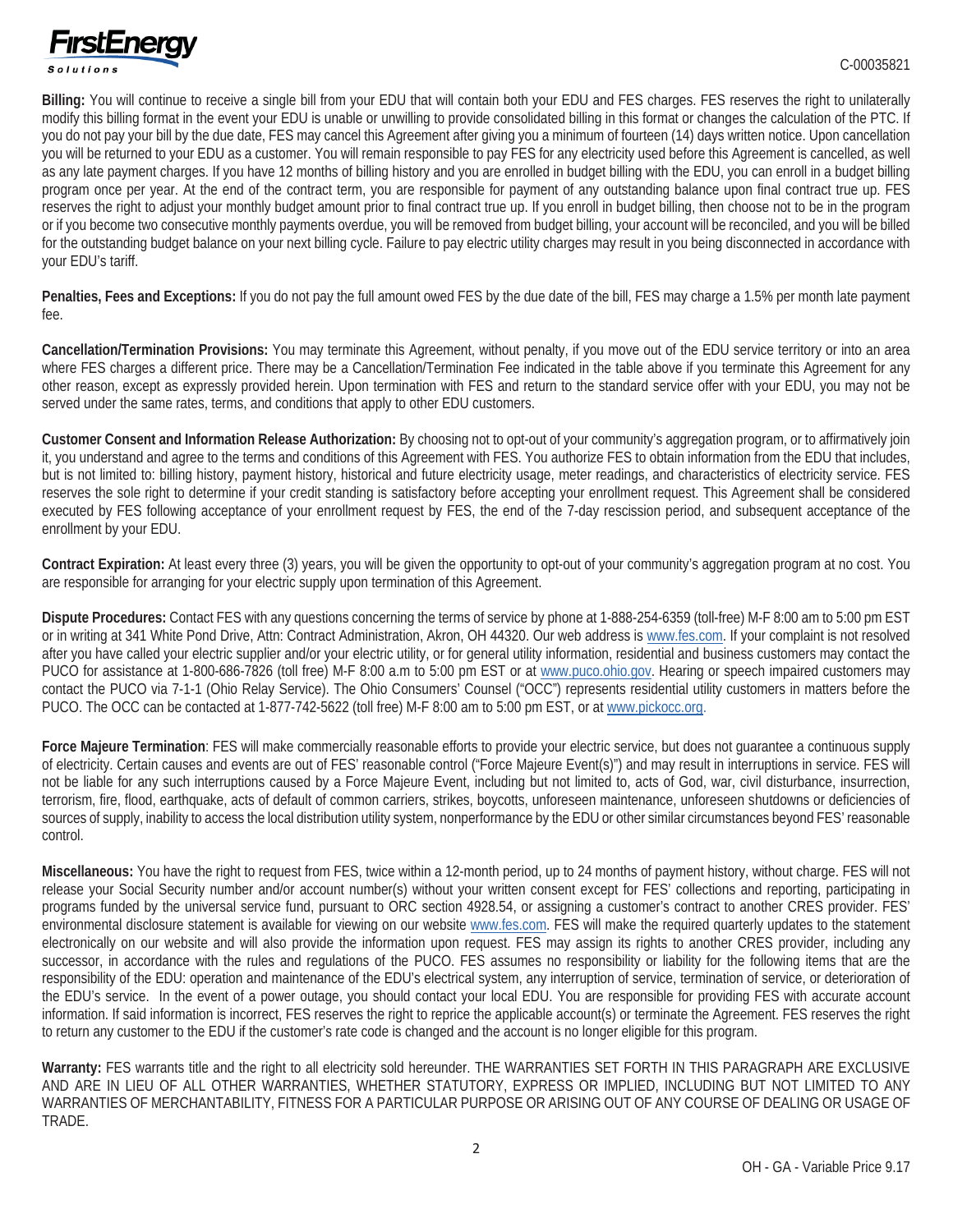**Billing:** You will continue to receive a single bill from your EDU that will contain both your EDU and FES charges. FES reserves the right to unilaterally modify this billing format in the event your EDU is unable or unwilling to provide consolidated billing in this format or changes the calculation of the PTC. If you do not pay your bill by the due date, FES may cancel this Agreement after giving you a minimum of fourteen (14) days written notice. Upon cancellation you will be returned to your EDU as a customer. You will remain responsible to pay FES for any electricity used before this Agreement is cancelled, as well as any late payment charges. If you have 12 months of billing history and you are enrolled in budget billing with the EDU, you can enroll in a budget billing program once per year. At the end of the contract term, you are responsible for payment of any outstanding balance upon final contract true up. FES reserves the right to adjust your monthly budget amount prior to final contract true up. If you enroll in budget billing, then choose not to be in the program or if you become two consecutive monthly payments overdue, you will be removed from budget billing, your account will be reconciled, and you will be billed for the outstanding budget balance on your next billing cycle. Failure to pay electric utility charges may result in you being disconnected in accordance with your EDU's tariff.

**Penalties, Fees and Exceptions:** If you do not pay the full amount owed FES by the due date of the bill, FES may charge a 1.5% per month late payment fee.

**Cancellation/Termination Provisions:** You may terminate this Agreement, without penalty, if you move out of the EDU service territory or into an area where FES charges a different price. There may be a Cancellation/Termination Fee indicated in the table above if you terminate this Agreement for any other reason, except as expressly provided herein. Upon termination with FES and return to the standard service offer with your EDU, you may not be served under the same rates, terms, and conditions that apply to other EDU customers.

**Customer Consent and Information Release Authorization:** By choosing not to opt-out of your community's aggregation program, or to affirmatively join it, you understand and agree to the terms and conditions of this Agreement with FES. You authorize FES to obtain information from the EDU that includes, but is not limited to: billing history, payment history, historical and future electricity usage, meter readings, and characteristics of electricity service. FES reserves the sole right to determine if your credit standing is satisfactory before accepting your enrollment request. This Agreement shall be considered executed by FES following acceptance of your enrollment request by FES, the end of the 7-day rescission period, and subsequent acceptance of the enrollment by your EDU.

**Contract Expiration:** At least every three (3) years, you will be given the opportunity to opt-out of your community's aggregation program at no cost. You are responsible for arranging for your electric supply upon termination of this Agreement.

**Dispute Procedures:** Contact FES with any questions concerning the terms of service by phone at 1-888-254-6359 (toll-free) M-F 8:00 am to 5:00 pm EST or in writing at 341 White Pond Drive, Attn: Contract Administration, Akron, OH 44320. Our web address is www.fes.com. If your complaint is not resolved after you have called your electric supplier and/or your electric utility, or for general utility information, residential and business customers may contact the PUCO for assistance at 1-800-686-7826 (toll free) M-F 8:00 a.m to 5:00 pm EST or at www.puco.ohio.gov. Hearing or speech impaired customers may contact the PUCO via 7-1-1 (Ohio Relay Service). The Ohio Consumers' Counsel ("OCC") represents residential utility customers in matters before the PUCO. The OCC can be contacted at 1-877-742-5622 (toll free) M-F 8:00 am to 5:00 pm EST, or at www.pickocc.org.

**Force Majeure Termination**: FES will make commercially reasonable efforts to provide your electric service, but does not guarantee a continuous supply of electricity. Certain causes and events are out of FES' reasonable control ("Force Majeure Event(s)") and may result in interruptions in service. FES will not be liable for any such interruptions caused by a Force Majeure Event, including but not limited to, acts of God, war, civil disturbance, insurrection, terrorism, fire, flood, earthquake, acts of default of common carriers, strikes, boycotts, unforeseen maintenance, unforeseen shutdowns or deficiencies of sources of supply, inability to access the local distribution utility system, nonperformance by the EDU or other similar circumstances beyond FES' reasonable control.

**Miscellaneous:** You have the right to request from FES, twice within a 12-month period, up to 24 months of payment history, without charge. FES will not release your Social Security number and/or account number(s) without your written consent except for FES' collections and reporting, participating in programs funded by the universal service fund, pursuant to ORC section 4928.54, or assigning a customer's contract to another CRES provider. FES' environmental disclosure statement is available for viewing on our website www.fes.com. FES will make the required quarterly updates to the statement electronically on our website and will also provide the information upon request. FES may assign its rights to another CRES provider, including any successor, in accordance with the rules and regulations of the PUCO. FES assumes no responsibility or liability for the following items that are the responsibility of the EDU: operation and maintenance of the EDU's electrical system, any interruption of service, termination of service, or deterioration of the EDU's service. In the event of a power outage, you should contact your local EDU. You are responsible for providing FES with accurate account information. If said information is incorrect, FES reserves the right to reprice the applicable account(s) or terminate the Agreement. FES reserves the right to return any customer to the EDU if the customer's rate code is changed and the account is no longer eligible for this program.

**Warranty:** FES warrants title and the right to all electricity sold hereunder. THE WARRANTIES SET FORTH IN THIS PARAGRAPH ARE EXCLUSIVE AND ARE IN LIEU OF ALL OTHER WARRANTIES, WHETHER STATUTORY, EXPRESS OR IMPLIED, INCLUDING BUT NOT LIMITED TO ANY WARRANTIES OF MERCHANTABILITY, FITNESS FOR A PARTICULAR PURPOSE OR ARISING OUT OF ANY COURSE OF DEALING OR USAGE OF TRADE.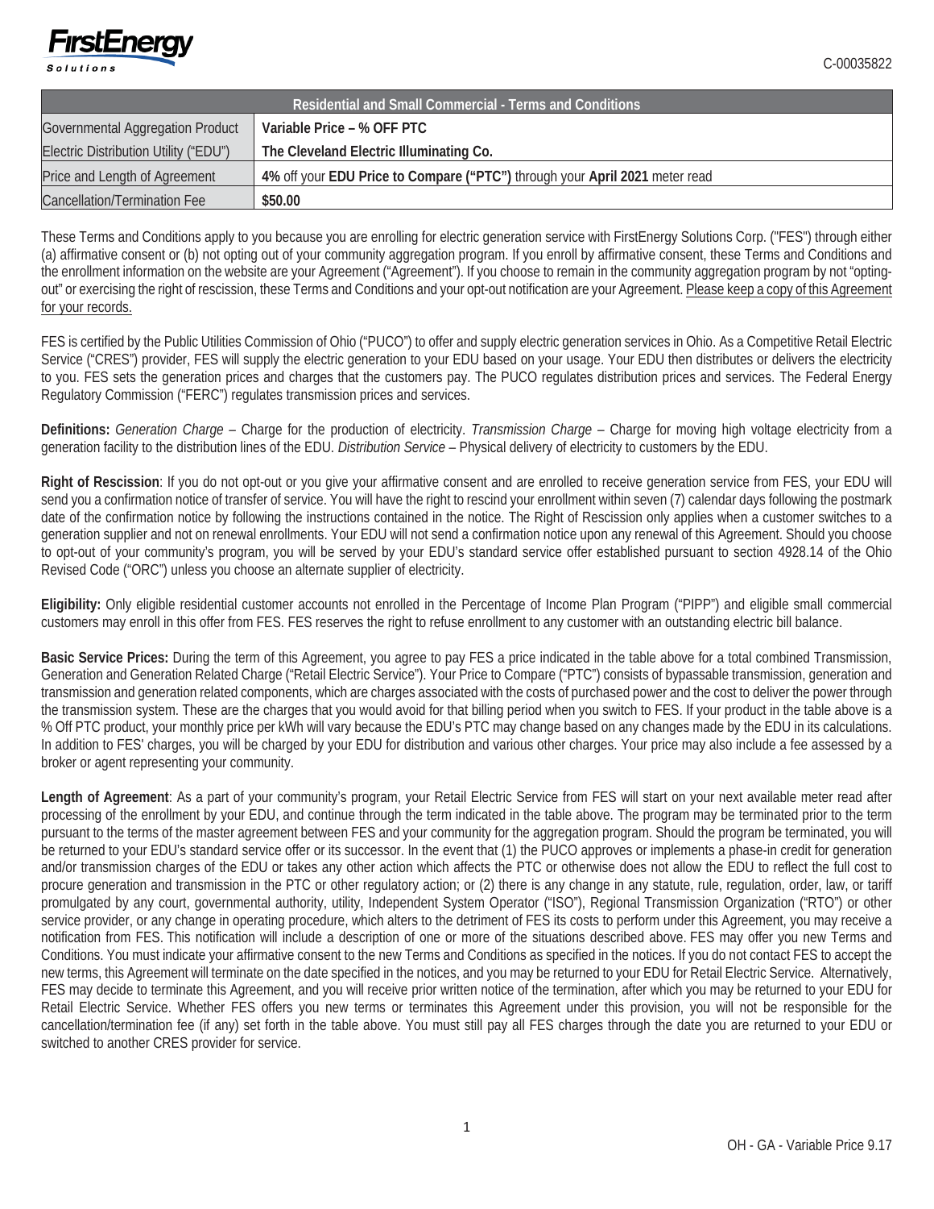C-00035822

| Residential and Small Commercial - Terms and Conditions | |
|---|---|
| Governmental Aggregation Product | **Variable Price – % OFF PTC** |
| Electric Distribution Utility ("EDU") | **The Cleveland Electric Illuminating Co.** |
| Price and Length of Agreement | **4%** off your **EDU Price to Compare ("PTC")** through your **April 2021** meter read |
| Cancellation/Termination Fee | **$50.00** |

These Terms and Conditions apply to you because you are enrolling for electric generation service with FirstEnergy Solutions Corp. ("FES") through either (a) affirmative consent or (b) not opting out of your community aggregation program. If you enroll by affirmative consent, these Terms and Conditions and the enrollment information on the website are your Agreement ("Agreement"). If you choose to remain in the community aggregation program by not "opting-out" or exercising the right of rescission, these Terms and Conditions and your opt-out notification are your Agreement. Please keep a copy of this Agreement for your records.

FES is certified by the Public Utilities Commission of Ohio ("PUCO") to offer and supply electric generation services in Ohio. As a Competitive Retail Electric Service ("CRES") provider, FES will supply the electric generation to your EDU based on your usage. Your EDU then distributes or delivers the electricity to you. FES sets the generation prices and charges that the customers pay. The PUCO regulates distribution prices and services. The Federal Energy Regulatory Commission ("FERC") regulates transmission prices and services.

**Definitions:** *Generation Charge* – Charge for the production of electricity. *Transmission Charge* – Charge for moving high voltage electricity from a generation facility to the distribution lines of the EDU. *Distribution Service* – Physical delivery of electricity to customers by the EDU.

**Right of Rescission**: If you do not opt-out or you give your affirmative consent and are enrolled to receive generation service from FES, your EDU will send you a confirmation notice of transfer of service. You will have the right to rescind your enrollment within seven (7) calendar days following the postmark date of the confirmation notice by following the instructions contained in the notice. The Right of Rescission only applies when a customer switches to a generation supplier and not on renewal enrollments. Your EDU will not send a confirmation notice upon any renewal of this Agreement. Should you choose to opt-out of your community's program, you will be served by your EDU's standard service offer established pursuant to section 4928.14 of the Ohio Revised Code ("ORC") unless you choose an alternate supplier of electricity.

**Eligibility:** Only eligible residential customer accounts not enrolled in the Percentage of Income Plan Program ("PIPP") and eligible small commercial customers may enroll in this offer from FES. FES reserves the right to refuse enrollment to any customer with an outstanding electric bill balance.

**Basic Service Prices:** During the term of this Agreement, you agree to pay FES a price indicated in the table above for a total combined Transmission, Generation and Generation Related Charge ("Retail Electric Service"). Your Price to Compare ("PTC") consists of bypassable transmission, generation and transmission and generation related components, which are charges associated with the costs of purchased power and the cost to deliver the power through the transmission system. These are the charges that you would avoid for that billing period when you switch to FES. If your product in the table above is a % Off PTC product, your monthly price per kWh will vary because the EDU's PTC may change based on any changes made by the EDU in its calculations. In addition to FES' charges, you will be charged by your EDU for distribution and various other charges. Your price may also include a fee assessed by a broker or agent representing your community.

**Length of Agreement**: As a part of your community's program, your Retail Electric Service from FES will start on your next available meter read after processing of the enrollment by your EDU, and continue through the term indicated in the table above. The program may be terminated prior to the term pursuant to the terms of the master agreement between FES and your community for the aggregation program. Should the program be terminated, you will be returned to your EDU's standard service offer or its successor. In the event that (1) the PUCO approves or implements a phase-in credit for generation and/or transmission charges of the EDU or takes any other action which affects the PTC or otherwise does not allow the EDU to reflect the full cost to procure generation and transmission in the PTC or other regulatory action; or (2) there is any change in any statute, rule, regulation, order, law, or tariff promulgated by any court, governmental authority, utility, Independent System Operator ("ISO"), Regional Transmission Organization ("RTO") or other service provider, or any change in operating procedure, which alters to the detriment of FES its costs to perform under this Agreement, you may receive a notification from FES. This notification will include a description of one or more of the situations described above. FES may offer you new Terms and Conditions. You must indicate your affirmative consent to the new Terms and Conditions as specified in the notices. If you do not contact FES to accept the new terms, this Agreement will terminate on the date specified in the notices, and you may be returned to your EDU for Retail Electric Service. Alternatively, FES may decide to terminate this Agreement, and you will receive prior written notice of the termination, after which you may be returned to your EDU for Retail Electric Service. Whether FES offers you new terms or terminates this Agreement under this provision, you will not be responsible for the cancellation/termination fee (if any) set forth in the table above. You must still pay all FES charges through the date you are returned to your EDU or switched to another CRES provider for service.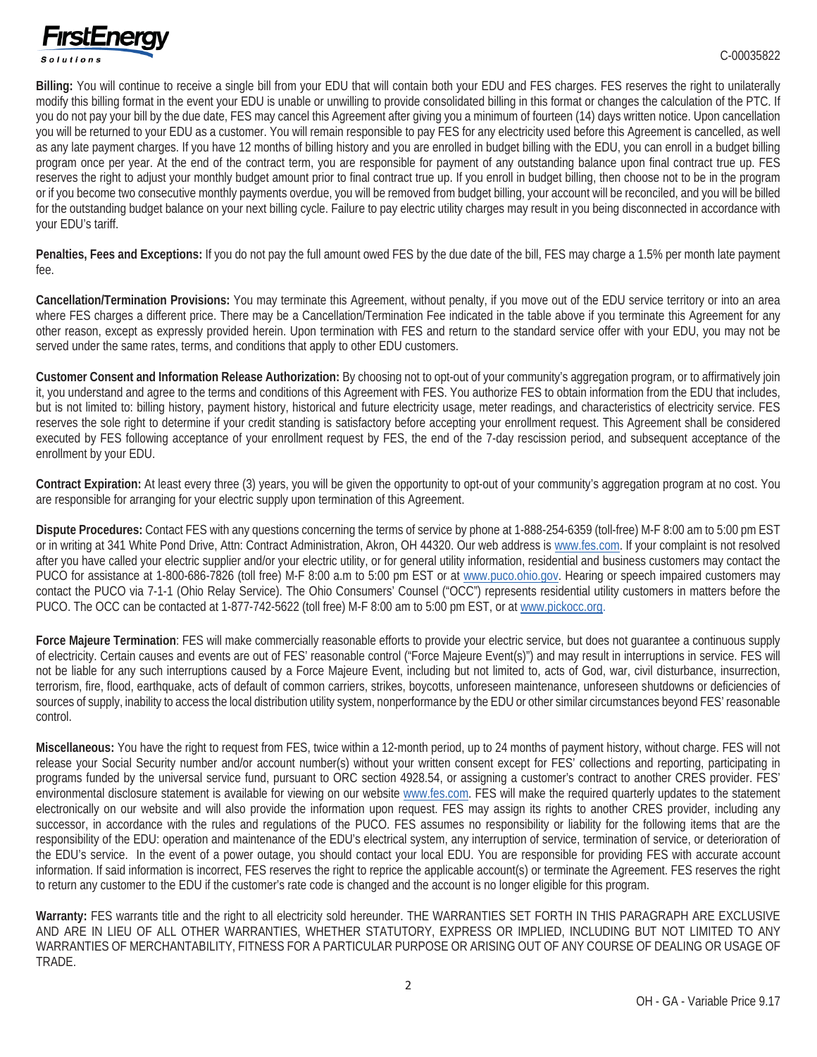**Billing:** You will continue to receive a single bill from your EDU that will contain both your EDU and FES charges. FES reserves the right to unilaterally modify this billing format in the event your EDU is unable or unwilling to provide consolidated billing in this format or changes the calculation of the PTC. If you do not pay your bill by the due date, FES may cancel this Agreement after giving you a minimum of fourteen (14) days written notice. Upon cancellation you will be returned to your EDU as a customer. You will remain responsible to pay FES for any electricity used before this Agreement is cancelled, as well as any late payment charges. If you have 12 months of billing history and you are enrolled in budget billing with the EDU, you can enroll in a budget billing program once per year. At the end of the contract term, you are responsible for payment of any outstanding balance upon final contract true up. FES reserves the right to adjust your monthly budget amount prior to final contract true up. If you enroll in budget billing, then choose not to be in the program or if you become two consecutive monthly payments overdue, you will be removed from budget billing, your account will be reconciled, and you will be billed for the outstanding budget balance on your next billing cycle. Failure to pay electric utility charges may result in you being disconnected in accordance with your EDU's tariff.

**Penalties, Fees and Exceptions:** If you do not pay the full amount owed FES by the due date of the bill, FES may charge a 1.5% per month late payment fee.

**Cancellation/Termination Provisions:** You may terminate this Agreement, without penalty, if you move out of the EDU service territory or into an area where FES charges a different price. There may be a Cancellation/Termination Fee indicated in the table above if you terminate this Agreement for any other reason, except as expressly provided herein. Upon termination with FES and return to the standard service offer with your EDU, you may not be served under the same rates, terms, and conditions that apply to other EDU customers.

**Customer Consent and Information Release Authorization:** By choosing not to opt-out of your community's aggregation program, or to affirmatively join it, you understand and agree to the terms and conditions of this Agreement with FES. You authorize FES to obtain information from the EDU that includes, but is not limited to: billing history, payment history, historical and future electricity usage, meter readings, and characteristics of electricity service. FES reserves the sole right to determine if your credit standing is satisfactory before accepting your enrollment request. This Agreement shall be considered executed by FES following acceptance of your enrollment request by FES, the end of the 7-day rescission period, and subsequent acceptance of the enrollment by your EDU.

**Contract Expiration:** At least every three (3) years, you will be given the opportunity to opt-out of your community's aggregation program at no cost. You are responsible for arranging for your electric supply upon termination of this Agreement.

**Dispute Procedures:** Contact FES with any questions concerning the terms of service by phone at 1-888-254-6359 (toll-free) M-F 8:00 am to 5:00 pm EST or in writing at 341 White Pond Drive, Attn: Contract Administration, Akron, OH 44320. Our web address is www.fes.com. If your complaint is not resolved after you have called your electric supplier and/or your electric utility, or for general utility information, residential and business customers may contact the PUCO for assistance at 1-800-686-7826 (toll free) M-F 8:00 a.m to 5:00 pm EST or at www.puco.ohio.gov. Hearing or speech impaired customers may contact the PUCO via 7-1-1 (Ohio Relay Service). The Ohio Consumers' Counsel ("OCC") represents residential utility customers in matters before the PUCO. The OCC can be contacted at 1-877-742-5622 (toll free) M-F 8:00 am to 5:00 pm EST, or at www.pickocc.org.

**Force Majeure Termination**: FES will make commercially reasonable efforts to provide your electric service, but does not guarantee a continuous supply of electricity. Certain causes and events are out of FES' reasonable control ("Force Majeure Event(s)") and may result in interruptions in service. FES will not be liable for any such interruptions caused by a Force Majeure Event, including but not limited to, acts of God, war, civil disturbance, insurrection, terrorism, fire, flood, earthquake, acts of default of common carriers, strikes, boycotts, unforeseen maintenance, unforeseen shutdowns or deficiencies of sources of supply, inability to access the local distribution utility system, nonperformance by the EDU or other similar circumstances beyond FES' reasonable control.

**Miscellaneous:** You have the right to request from FES, twice within a 12-month period, up to 24 months of payment history, without charge. FES will not release your Social Security number and/or account number(s) without your written consent except for FES' collections and reporting, participating in programs funded by the universal service fund, pursuant to ORC section 4928.54, or assigning a customer's contract to another CRES provider. FES' environmental disclosure statement is available for viewing on our website www.fes.com. FES will make the required quarterly updates to the statement electronically on our website and will also provide the information upon request. FES may assign its rights to another CRES provider, including any successor, in accordance with the rules and regulations of the PUCO. FES assumes no responsibility or liability for the following items that are the responsibility of the EDU: operation and maintenance of the EDU's electrical system, any interruption of service, termination of service, or deterioration of the EDU's service. In the event of a power outage, you should contact your local EDU. You are responsible for providing FES with accurate account information. If said information is incorrect, FES reserves the right to reprice the applicable account(s) or terminate the Agreement. FES reserves the right to return any customer to the EDU if the customer's rate code is changed and the account is no longer eligible for this program.

**Warranty:** FES warrants title and the right to all electricity sold hereunder. THE WARRANTIES SET FORTH IN THIS PARAGRAPH ARE EXCLUSIVE AND ARE IN LIEU OF ALL OTHER WARRANTIES, WHETHER STATUTORY, EXPRESS OR IMPLIED, INCLUDING BUT NOT LIMITED TO ANY WARRANTIES OF MERCHANTABILITY, FITNESS FOR A PARTICULAR PURPOSE OR ARISING OUT OF ANY COURSE OF DEALING OR USAGE OF TRADE.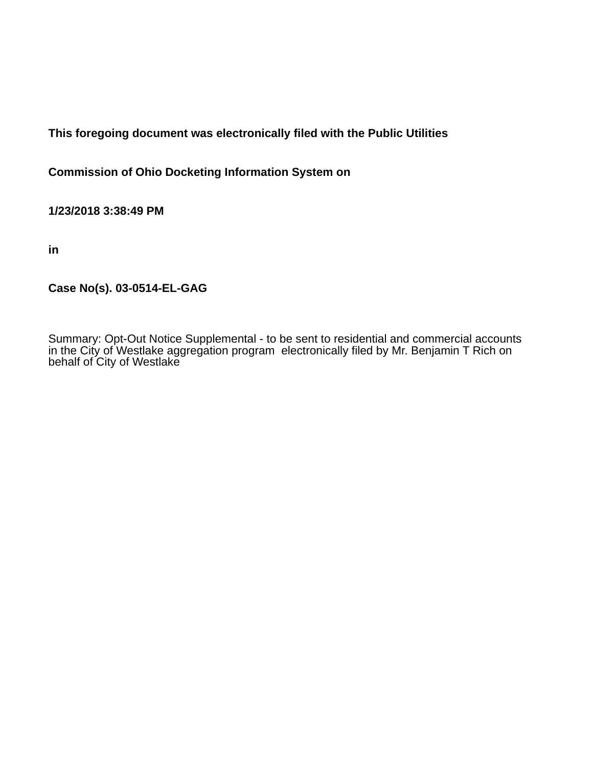**This foregoing document was electronically filed with the Public Utilities**

**Commission of Ohio Docketing Information System on**

**1/23/2018 3:38:49 PM**

**in**

**Case No(s). 03-0514-EL-GAG**

Summary: Opt-Out Notice Supplemental - to be sent to residential and commercial accounts in the City of Westlake aggregation program electronically filed by Mr. Benjamin T Rich on behalf of City of Westlake